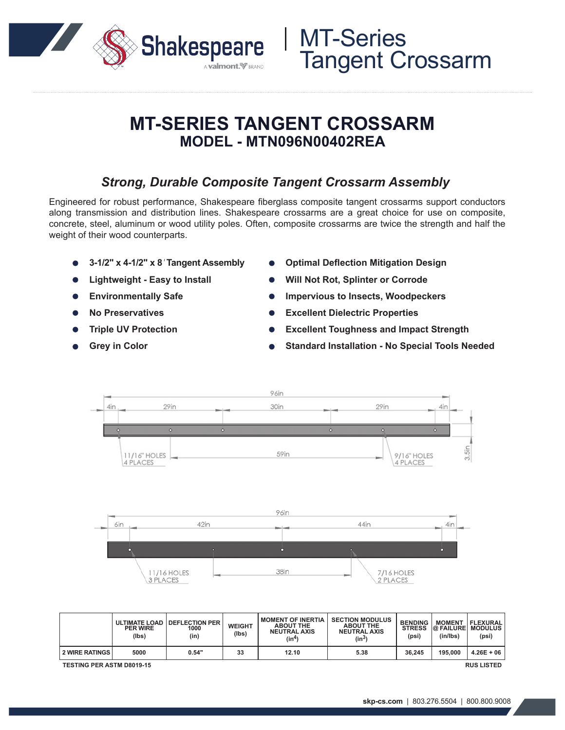# MT-Series Tangent Crossarm

# MT-SERIES TANGENT CROSSARM
## MODEL - MTN096N00402REA

### *Strong, Durable Composite Tangent Crossarm Assembly*

Engineered for robust performance, Shakespeare fiberglass composite tangent crossarms support conductors along transmission and distribution lines. Shakespeare crossarms are a great choice for use on composite, concrete, steel, aluminum or wood utility poles. Often, composite crossarms are twice the strength and half the weight of their wood counterparts.

- **3-1/2" x 4-1/2" x 8' Tangent Assembly**
- **Lightweight - Easy to Install**
- **Environmentally Safe**
- **No Preservatives**
- **Triple UV Protection**
- **Grey in Color**
- **Optimal Deflection Mitigation Design**
- **Will Not Rot, Splinter or Corrode**
- **Impervious to Insects, Woodpeckers**
- **Excellent Dielectric Properties**
- **Excellent Toughness and Impact Strength**
- **Standard Installation - No Special Tools Needed**

96in

4in | 29in | 30in | 29in | 4in

11/16" HOLES 4 PLACES | 59in | 9/16" HOLES 4 PLACES | 3.5in

96in

6in | 42in | 44in | 4in

11/16 HOLES 3 PLACES | 38in | 7/16 HOLES 2 PLACES

| | ULTIMATE LOAD PER WIRE (lbs) | DEFLECTION PER 1000 (in) | WEIGHT (lbs) | MOMENT OF INERTIA ABOUT THE NEUTRAL AXIS ($in^4$) | SECTION MODULUS ABOUT THE NEUTRAL AXIS ($in^3$) | BENDING STRESS (psi) | MOMENT @ FAILURE (in/lbs) | FLEXURAL MODULUS (psi) |
|---|---|---|---|---|---|---|---|---|
| 2 WIRE RATINGS | 5000 | 0.54" | 33 | 12.10 | 5.38 | 36,245 | 195,000 | 4.26E + 06 |

TESTING PER ASTM D8019-15

RUS LISTED

skp-cs.com | 803.276.5504 | 800.800.9008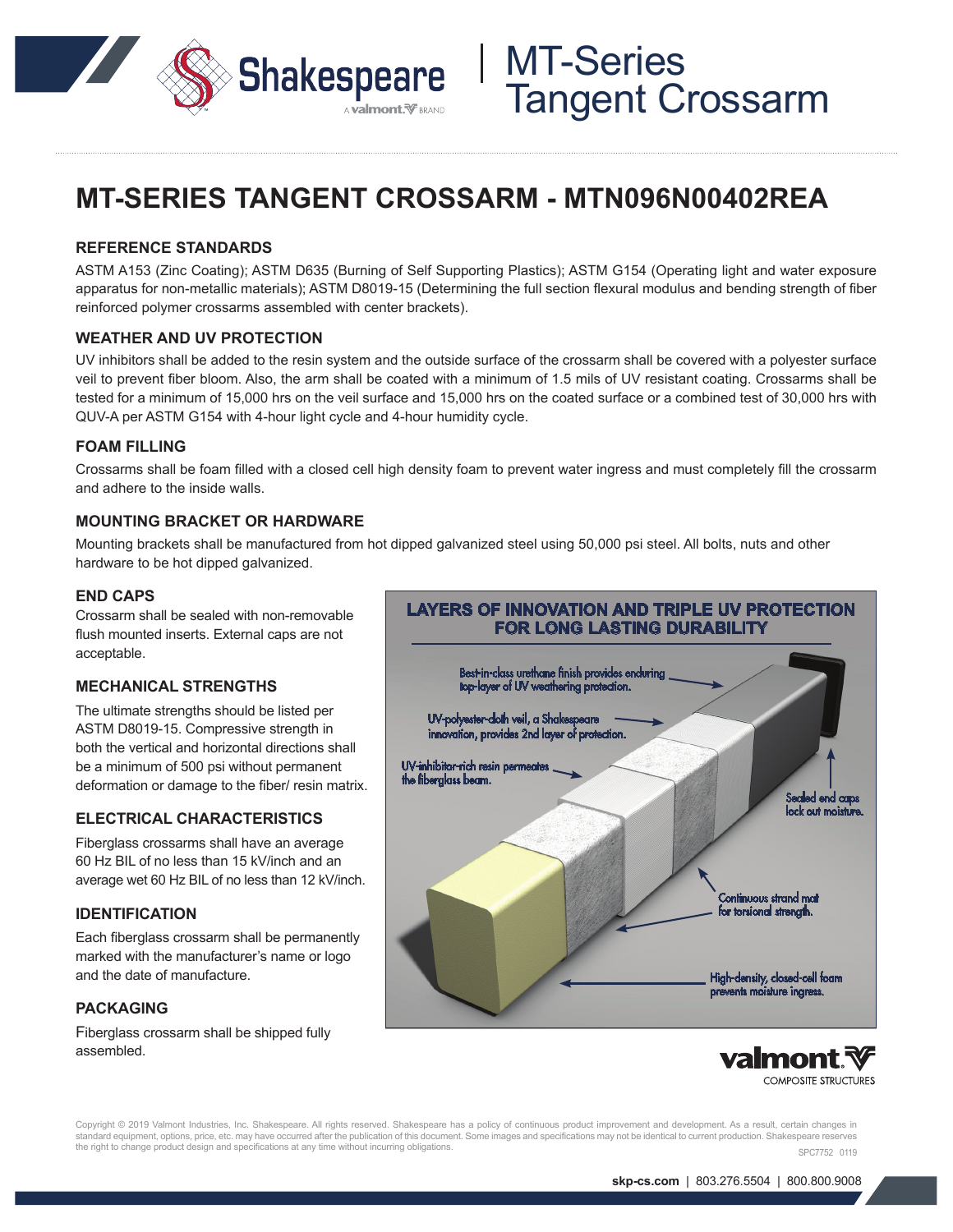# MT-SERIES TANGENT CROSSARM - MTN096N00402REA

## REFERENCE STANDARDS

ASTM A153 (Zinc Coating); ASTM D635 (Burning of Self Supporting Plastics); ASTM G154 (Operating light and water exposure apparatus for non-metallic materials); ASTM D8019-15 (Determining the full section flexural modulus and bending strength of fiber reinforced polymer crossarms assembled with center brackets).

## WEATHER AND UV PROTECTION

UV inhibitors shall be added to the resin system and the outside surface of the crossarm shall be covered with a polyester surface veil to prevent fiber bloom. Also, the arm shall be coated with a minimum of 1.5 mils of UV resistant coating. Crossarms shall be tested for a minimum of 15,000 hrs on the veil surface and 15,000 hrs on the coated surface or a combined test of 30,000 hrs with QUV-A per ASTM G154 with 4-hour light cycle and 4-hour humidity cycle.

## FOAM FILLING

Crossarms shall be foam filled with a closed cell high density foam to prevent water ingress and must completely fill the crossarm and adhere to the inside walls.

## MOUNTING BRACKET OR HARDWARE

Mounting brackets shall be manufactured from hot dipped galvanized steel using 50,000 psi steel. All bolts, nuts and other hardware to be hot dipped galvanized.

## END CAPS

Crossarm shall be sealed with non-removable flush mounted inserts. External caps are not acceptable.

## MECHANICAL STRENGTHS

The ultimate strengths should be listed per ASTM D8019-15. Compressive strength in both the vertical and horizontal directions shall be a minimum of 500 psi without permanent deformation or damage to the fiber/ resin matrix.

## ELECTRICAL CHARACTERISTICS

Fiberglass crossarms shall have an average 60 Hz BIL of no less than 15 kV/inch and an average wet 60 Hz BIL of no less than 12 kV/inch.

## IDENTIFICATION

Each fiberglass crossarm shall be permanently marked with the manufacturer's name or logo and the date of manufacture.

## PACKAGING

Fiberglass crossarm shall be shipped fully assembled.

LAYERS OF INNOVATION AND TRIPLE UV PROTECTION FOR LONG LASTING DURABILITY

Best-in-class urethane finish provides enduring top-layer of UV weathering protection.

UV-polyester-cloth veil, a Shakespeare innovation, provides 2nd layer of protection.

UV-inhibitor-rich resin permeates the fiberglass beam.

Sealed end caps lock out moisture.

Continuous strand mat for torsional strength.

High-density, closed-cell foam prevents moisture ingress.

Copyright © 2019 Valmont Industries, Inc. Shakespeare. All rights reserved. Shakespeare has a policy of continuous product improvement and development. As a result, certain changes in standard equipment, options, price, etc. may have occurred after the publication of this document. Some images and specifications may not be identical to current production. Shakespeare reserves the right to change product design and specifications at any time without incurring obligations.

SPC7752 0119

skp-cs.com | 803.276.5504 | 800.800.9008